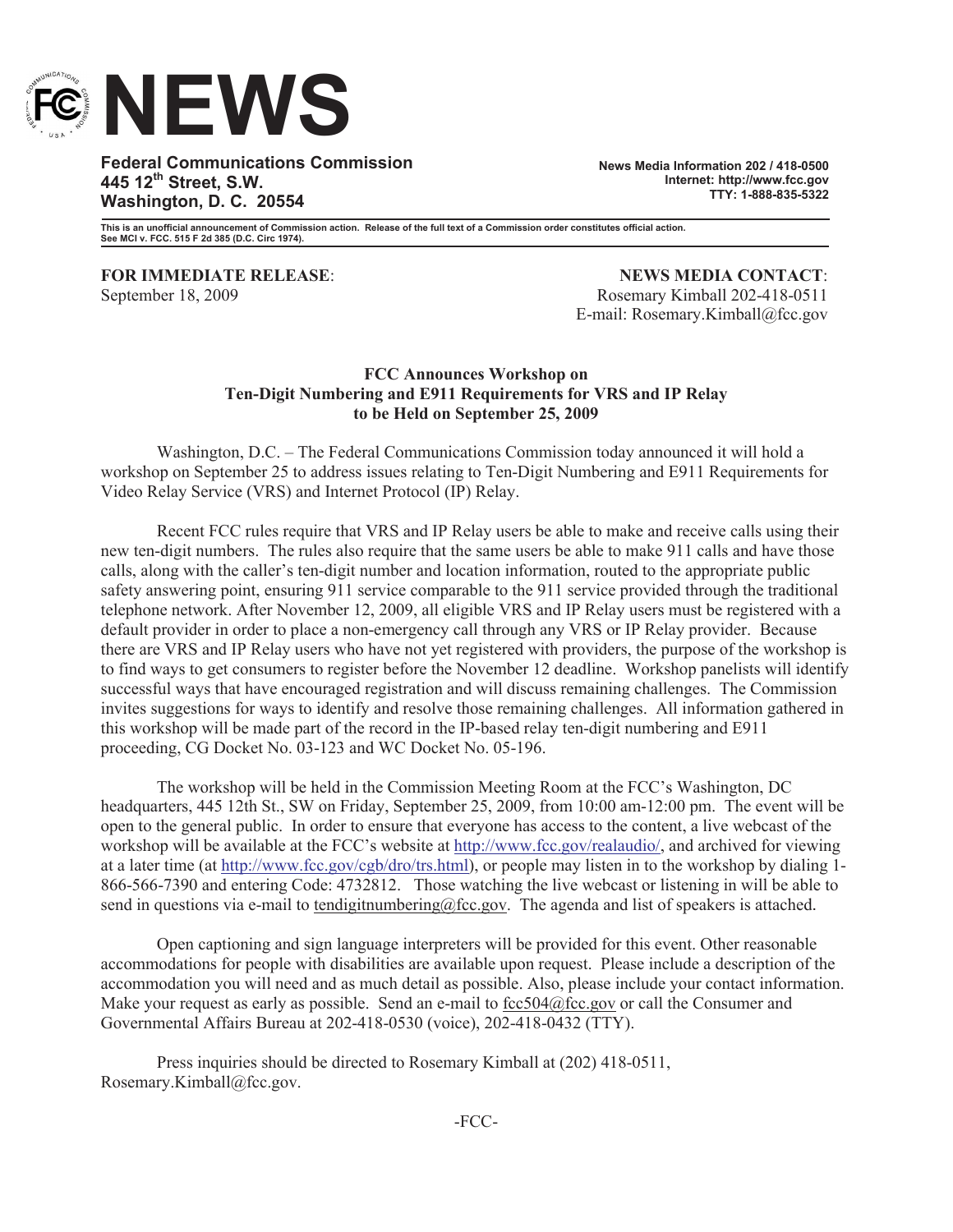# NEWS

**Federal Communications Commission**
**445 12th Street, S.W.**
**Washington, D. C. 20554**

**News Media Information 202 / 418-0500**
**Internet: http://www.fcc.gov**
**TTY: 1-888-835-5322**

**This is an unofficial announcement of Commission action. Release of the full text of a Commission order constitutes official action. See MCI v. FCC. 515 F 2d 385 (D.C. Circ 1974).**

**FOR IMMEDIATE RELEASE**:
September 18, 2009

**NEWS MEDIA CONTACT**:
Rosemary Kimball 202-418-0511
E-mail: Rosemary.Kimball@fcc.gov

**FCC Announces Workshop on Ten-Digit Numbering and E911 Requirements for VRS and IP Relay to be Held on September 25, 2009**

Washington, D.C. – The Federal Communications Commission today announced it will hold a workshop on September 25 to address issues relating to Ten-Digit Numbering and E911 Requirements for Video Relay Service (VRS) and Internet Protocol (IP) Relay.

Recent FCC rules require that VRS and IP Relay users be able to make and receive calls using their new ten-digit numbers. The rules also require that the same users be able to make 911 calls and have those calls, along with the caller's ten-digit number and location information, routed to the appropriate public safety answering point, ensuring 911 service comparable to the 911 service provided through the traditional telephone network. After November 12, 2009, all eligible VRS and IP Relay users must be registered with a default provider in order to place a non-emergency call through any VRS or IP Relay provider. Because there are VRS and IP Relay users who have not yet registered with providers, the purpose of the workshop is to find ways to get consumers to register before the November 12 deadline. Workshop panelists will identify successful ways that have encouraged registration and will discuss remaining challenges. The Commission invites suggestions for ways to identify and resolve those remaining challenges. All information gathered in this workshop will be made part of the record in the IP-based relay ten-digit numbering and E911 proceeding, CG Docket No. 03-123 and WC Docket No. 05-196.

The workshop will be held in the Commission Meeting Room at the FCC's Washington, DC headquarters, 445 12th St., SW on Friday, September 25, 2009, from 10:00 am-12:00 pm. The event will be open to the general public. In order to ensure that everyone has access to the content, a live webcast of the workshop will be available at the FCC's website at http://www.fcc.gov/realaudio/, and archived for viewing at a later time (at http://www.fcc.gov/cgb/dro/trs.html), or people may listen in to the workshop by dialing 1-866-566-7390 and entering Code: 4732812. Those watching the live webcast or listening in will be able to send in questions via e-mail to tendigitnumbering@fcc.gov. The agenda and list of speakers is attached.

Open captioning and sign language interpreters will be provided for this event. Other reasonable accommodations for people with disabilities are available upon request. Please include a description of the accommodation you will need and as much detail as possible. Also, please include your contact information. Make your request as early as possible. Send an e-mail to fcc504@fcc.gov or call the Consumer and Governmental Affairs Bureau at 202-418-0530 (voice), 202-418-0432 (TTY).

Press inquiries should be directed to Rosemary Kimball at (202) 418-0511, Rosemary.Kimball@fcc.gov.

-FCC-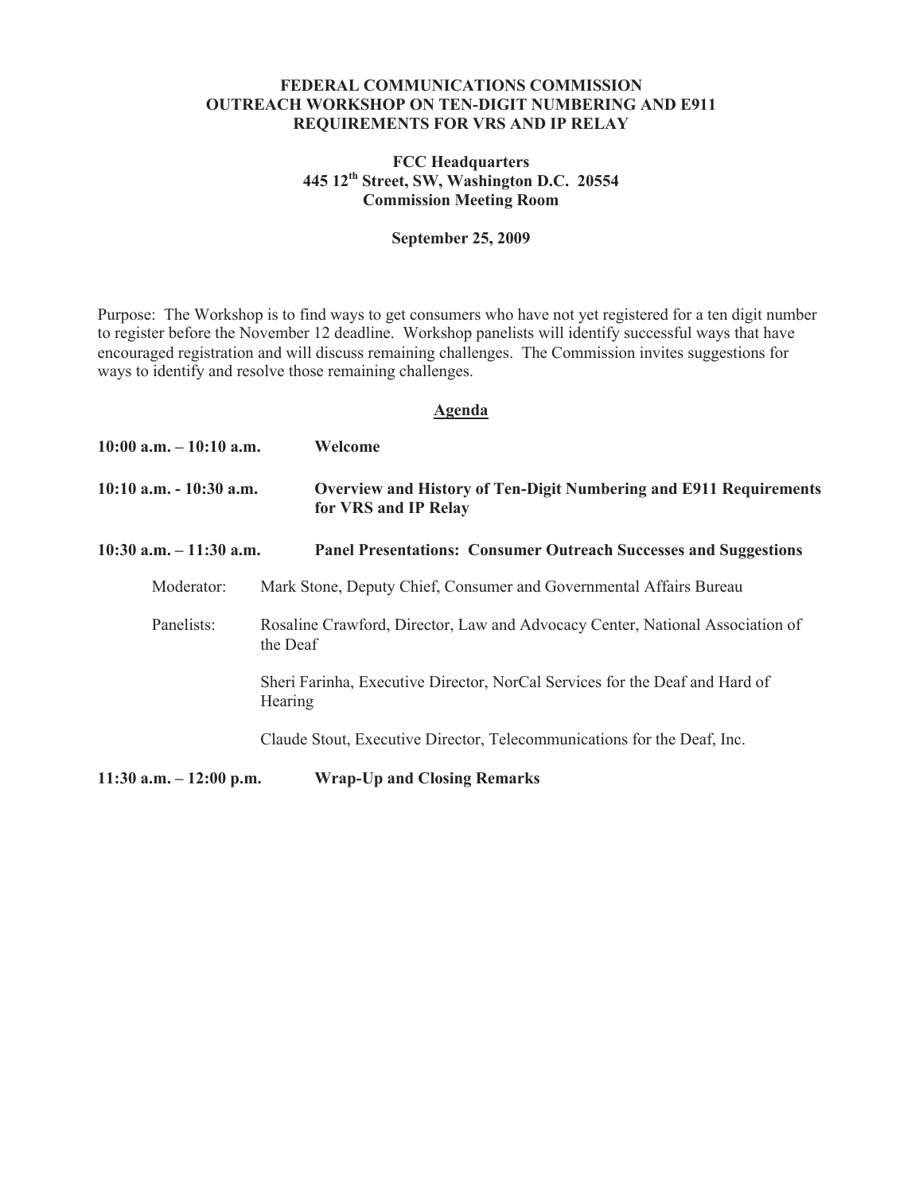**FEDERAL COMMUNICATIONS COMMISSION**
**OUTREACH WORKSHOP ON TEN-DIGIT NUMBERING AND E911 REQUIREMENTS FOR VRS AND IP RELAY**

**FCC Headquarters**
**445 12th Street, SW, Washington D.C. 20554**
**Commission Meeting Room**

**September 25, 2009**

Purpose: The Workshop is to find ways to get consumers who have not yet registered for a ten digit number to register before the November 12 deadline. Workshop panelists will identify successful ways that have encouraged registration and will discuss remaining challenges. The Commission invites suggestions for ways to identify and resolve those remaining challenges.

## Agenda

**10:00 a.m. – 10:10 a.m.** **Welcome**

**10:10 a.m. - 10:30 a.m.** **Overview and History of Ten-Digit Numbering and E911 Requirements for VRS and IP Relay**

**10:30 a.m. – 11:30 a.m.** **Panel Presentations: Consumer Outreach Successes and Suggestions**

Moderator: Mark Stone, Deputy Chief, Consumer and Governmental Affairs Bureau

Panelists: Rosaline Crawford, Director, Law and Advocacy Center, National Association of the Deaf

Sheri Farinha, Executive Director, NorCal Services for the Deaf and Hard of Hearing

Claude Stout, Executive Director, Telecommunications for the Deaf, Inc.

**11:30 a.m. – 12:00 p.m.** **Wrap-Up and Closing Remarks**